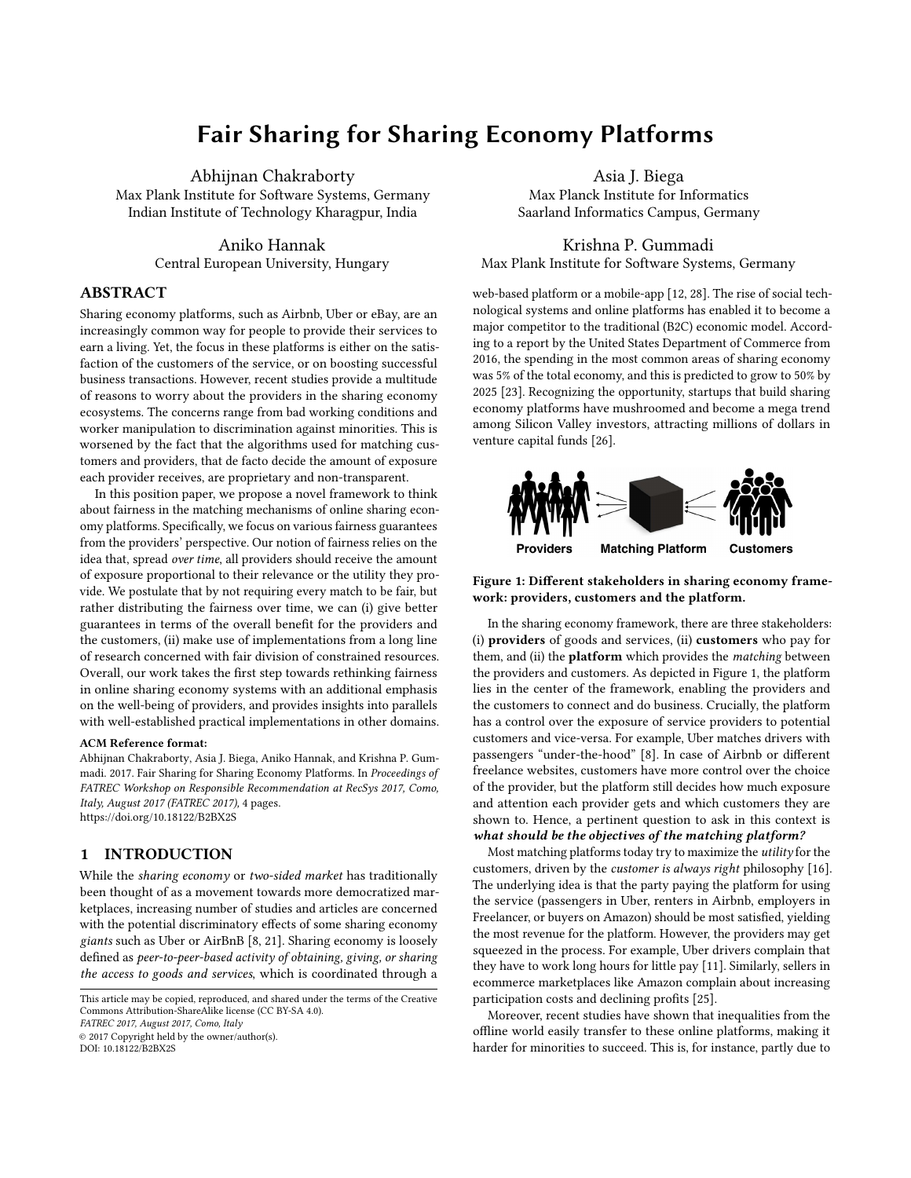# Fair Sharing for Sharing Economy Platforms

Abhijnan Chakraborty
Max Plank Institute for Software Systems, Germany
Indian Institute of Technology Kharagpur, India

Asia J. Biega
Max Planck Institute for Informatics
Saarland Informatics Campus, Germany

Aniko Hannak
Central European University, Hungary

Krishna P. Gummadi
Max Plank Institute for Software Systems, Germany

## ABSTRACT

Sharing economy platforms, such as Airbnb, Uber or eBay, are an increasingly common way for people to provide their services to earn a living. Yet, the focus in these platforms is either on the satisfaction of the customers of the service, or on boosting successful business transactions. However, recent studies provide a multitude of reasons to worry about the providers in the sharing economy ecosystems. The concerns range from bad working conditions and worker manipulation to discrimination against minorities. This is worsened by the fact that the algorithms used for matching customers and providers, that de facto decide the amount of exposure each provider receives, are proprietary and non-transparent.

In this position paper, we propose a novel framework to think about fairness in the matching mechanisms of online sharing economy platforms. Specifically, we focus on various fairness guarantees from the providers' perspective. Our notion of fairness relies on the idea that, spread *over time*, all providers should receive the amount of exposure proportional to their relevance or the utility they provide. We postulate that by not requiring every match to be fair, but rather distributing the fairness over time, we can (i) give better guarantees in terms of the overall benefit for the providers and the customers, (ii) make use of implementations from a long line of research concerned with fair division of constrained resources. Overall, our work takes the first step towards rethinking fairness in online sharing economy systems with an additional emphasis on the well-being of providers, and provides insights into parallels with well-established practical implementations in other domains.

**ACM Reference format:**
Abhijnan Chakraborty, Asia J. Biega, Aniko Hannak, and Krishna P. Gummadi. 2017. Fair Sharing for Sharing Economy Platforms. In *Proceedings of FATREC Workshop on Responsible Recommendation at RecSys 2017, Como, Italy, August 2017 (FATREC 2017)*, 4 pages.
https://doi.org/10.18122/B2BX2S

## 1 INTRODUCTION

While the *sharing economy* or *two-sided market* has traditionally been thought of as a movement towards more democratized marketplaces, increasing number of studies and articles are concerned with the potential discriminatory effects of some sharing economy *giants* such as Uber or AirBnB [8, 21]. Sharing economy is loosely defined as *peer-to-peer-based activity of obtaining, giving, or sharing the access to goods and services*, which is coordinated through a web-based platform or a mobile-app [12, 28]. The rise of social technological systems and online platforms has enabled it to become a major competitor to the traditional (B2C) economic model. According to a report by the United States Department of Commerce from 2016, the spending in the most common areas of sharing economy was 5% of the total economy, and this is predicted to grow to 50% by 2025 [23]. Recognizing the opportunity, startups that build sharing economy platforms have mushroomed and become a mega trend among Silicon Valley investors, attracting millions of dollars in venture capital funds [26].

**Figure 1: Different stakeholders in sharing economy framework: providers, customers and the platform.**

In the sharing economy framework, there are three stakeholders: (i) **providers** of goods and services, (ii) **customers** who pay for them, and (ii) the **platform** which provides the *matching* between the providers and customers. As depicted in Figure 1, the platform lies in the center of the framework, enabling the providers and the customers to connect and do business. Crucially, the platform has a control over the exposure of service providers to potential customers and vice-versa. For example, Uber matches drivers with passengers "under-the-hood" [8]. In case of Airbnb or different freelance websites, customers have more control over the choice of the provider, but the platform still decides how much exposure and attention each provider gets and which customers they are shown to. Hence, a pertinent question to ask in this context is ***what should be the objectives of the matching platform?***

Most matching platforms today try to maximize the *utility* for the customers, driven by the *customer is always right* philosophy [16]. The underlying idea is that the party paying the platform for using the service (passengers in Uber, renters in Airbnb, employers in Freelancer, or buyers on Amazon) should be most satisfied, yielding the most revenue for the platform. However, the providers may get squeezed in the process. For example, Uber drivers complain that they have to work long hours for little pay [11]. Similarly, sellers in ecommerce marketplaces like Amazon complain about increasing participation costs and declining profits [25].

Moreover, recent studies have shown that inequalities from the offline world easily transfer to these online platforms, making it harder for minorities to succeed. This is, for instance, partly due to

This article may be copied, reproduced, and shared under the terms of the Creative Commons Attribution-ShareAlike license (CC BY-SA 4.0).
*FATREC 2017, August 2017, Como, Italy*
© 2017 Copyright held by the owner/author(s).
DOI: 10.18122/B2BX2S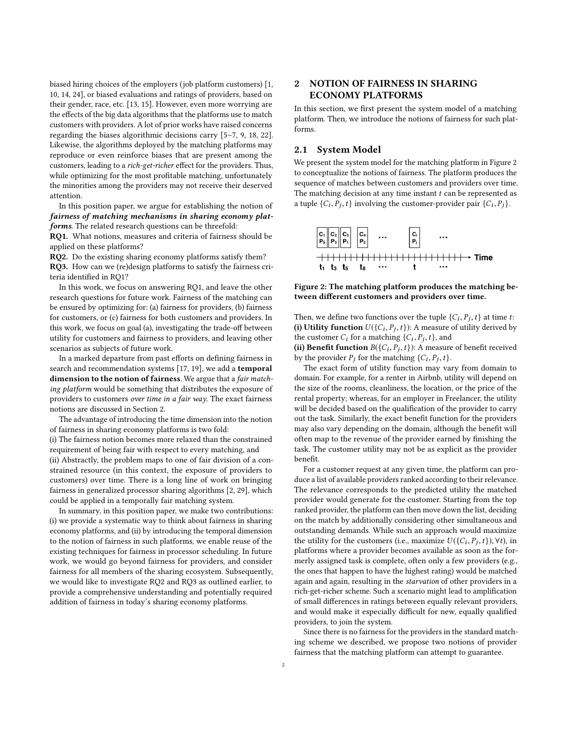biased hiring choices of the employers (job platform customers) [1, 10, 14, 24], or biased evaluations and ratings of providers, based on their gender, race, etc. [13, 15]. However, even more worrying are the effects of the big data algorithms that the platforms use to match customers with providers. A lot of prior works have raised concerns regarding the biases algorithmic decisions carry [5–7, 9, 18, 22]. Likewise, the algorithms deployed by the matching platforms may reproduce or even reinforce biases that are present among the customers, leading to a *rich-get-richer* effect for the providers. Thus, while optimizing for the most profitable matching, unfortunately the minorities among the providers may not receive their deserved attention.

In this position paper, we argue for establishing the notion of ***fairness of matching mechanisms in sharing economy platforms***. The related research questions can be threefold:

**RQ1.** What notions, measures and criteria of fairness should be applied on these platforms?

**RQ2.** Do the existing sharing economy platforms satisfy them?

**RQ3.** How can we (re)design platforms to satisfy the fairness criteria identified in RQ1?

In this work, we focus on answering RQ1, and leave the other research questions for future work. Fairness of the matching can be ensured by optimizing for: (a) fairness for providers, (b) fairness for customers, or (c) fairness for both customers and providers. In this work, we focus on goal (a), investigating the trade-off between utility for customers and fairness to providers, and leaving other scenarios as subjects of future work.

In a marked departure from past efforts on defining fairness in search and recommendation systems [17, 19], we add a **temporal dimension to the notion of fairness**. We argue that a *fair matching platform* would be something that distributes the exposure of providers to customers *over time in a fair way*. The exact fairness notions are discussed in Section 2.

The advantage of introducing the time dimension into the notion of fairness in sharing economy platforms is two fold:

(i) The fairness notion becomes more relaxed than the constrained requirement of being fair with respect to every matching, and

(ii) Abstractly, the problem maps to one of fair division of a constrained resource (in this context, the exposure of providers to customers) over time. There is a long line of work on bringing fairness in generalized processor sharing algorithms [2, 29], which could be applied in a temporally fair matching system.

In summary, in this position paper, we make two contributions: (i) we provide a systematic way to think about fairness in sharing economy platforms, and (ii) by introducing the temporal dimension to the notion of fairness in such platforms, we enable reuse of the existing techniques for fairness in processor scheduling. In future work, we would go beyond fairness for providers, and consider fairness for all members of the sharing ecosystem. Subsequently, we would like to investigate RQ2 and RQ3 as outlined earlier, to provide a comprehensive understanding and potentially required addition of fairness in today's sharing economy platforms.

## 2 NOTION OF FAIRNESS IN SHARING ECONOMY PLATFORMS

In this section, we first present the system model of a matching platform. Then, we introduce the notions of fairness for such platforms.

### 2.1 System Model

We present the system model for the matching platform in Figure 2 to conceptualize the notions of fairness. The platform produces the sequence of matches between customers and providers over time. The matching decision at any time instant $t$ can be represented as a tuple $\{C_i, P_j, t\}$ involving the customer-provider pair $\{C_i, P_j\}$.

**Figure 2: The matching platform produces the matching between different customers and providers over time.**

Then, we define two functions over the tuple $\{C_i, P_j, t\}$ at time $t$:

**(i) Utility function** $U(\{C_i, P_j, t\})$: A measure of utility derived by the customer $C_i$ for a matching $\{C_i, P_j, t\}$, and

**(ii) Benefit function** $B(\{C_i, P_j, t\})$: A measure of benefit received by the provider $P_j$ for the matching $\{C_i, P_j, t\}$.

The exact form of utility function may vary from domain to domain. For example, for a renter in Airbnb, utility will depend on the size of the rooms, cleanliness, the location, or the price of the rental property; whereas, for an employer in Freelancer, the utility will be decided based on the qualification of the provider to carry out the task. Similarly, the exact benefit function for the providers may also vary depending on the domain, although the benefit will often map to the revenue of the provider earned by finishing the task. The customer utility may not be as explicit as the provider benefit.

For a customer request at any given time, the platform can produce a list of available providers ranked according to their relevance. The relevance corresponds to the predicted utility the matched provider would generate for the customer. Starting from the top ranked provider, the platform can then move down the list, deciding on the match by additionally considering other simultaneous and outstanding demands. While such an approach would maximize the utility for the customers (i.e., maximize $U(\{C_i, P_j, t\}), \forall t$), in platforms where a provider becomes available as soon as the formerly assigned task is complete, often only a few providers (e.g., the ones that happen to have the highest rating) would be matched again and again, resulting in the *starvation* of other providers in a rich-get-richer scheme. Such a scenario might lead to amplification of small differences in ratings between equally relevant providers, and would make it especially difficult for new, equally qualified providers, to join the system.

Since there is no fairness for the providers in the standard matching scheme we described, we propose two notions of provider fairness that the matching platform can attempt to guarantee.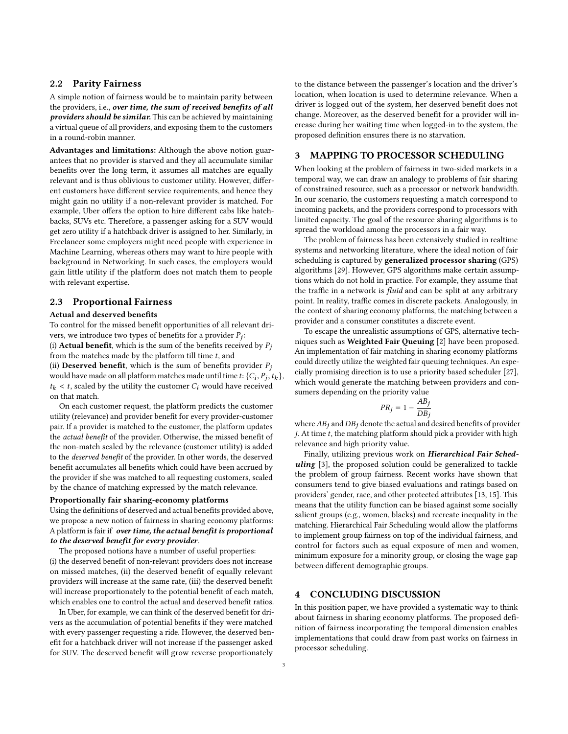### 2.2 Parity Fairness

A simple notion of fairness would be to maintain parity between the providers, i.e., ***over time, the sum of received benefits of all providers should be similar.*** This can be achieved by maintaining a virtual queue of all providers, and exposing them to the customers in a round-robin manner.

**Advantages and limitations:** Although the above notion guarantees that no provider is starved and they all accumulate similar benefits over the long term, it assumes all matches are equally relevant and is thus oblivious to customer utility. However, different customers have different service requirements, and hence they might gain no utility if a non-relevant provider is matched. For example, Uber offers the option to hire different cabs like hatchbacks, SUVs etc. Therefore, a passenger asking for a SUV would get zero utility if a hatchback driver is assigned to her. Similarly, in Freelancer some employers might need people with experience in Machine Learning, whereas others may want to hire people with background in Networking. In such cases, the employers would gain little utility if the platform does not match them to people with relevant expertise.

### 2.3 Proportional Fairness

**Actual and deserved benefits**

To control for the missed benefit opportunities of all relevant drivers, we introduce two types of benefits for a provider $P_j$:

(i) **Actual benefit**, which is the sum of the benefits received by $P_j$ from the matches made by the platform till time $t$, and

(ii) **Deserved benefit**, which is the sum of benefits provider $P_j$ would have made on all platform matches made until time $t$: $\{C_i, P_j, t_k\}$, $t_k < t$, scaled by the utility the customer $C_i$ would have received on that match.

On each customer request, the platform predicts the customer utility (relevance) and provider benefit for every provider-customer pair. If a provider is matched to the customer, the platform updates the *actual benefit* of the provider. Otherwise, the missed benefit of the non-match scaled by the relevance (customer utility) is added to the *deserved benefit* of the provider. In other words, the deserved benefit accumulates all benefits which could have been accrued by the provider if she was matched to all requesting customers, scaled by the chance of matching expressed by the match relevance.

**Proportionally fair sharing-economy platforms**

Using the definitions of deserved and actual benefits provided above, we propose a new notion of fairness in sharing economy platforms: A platform is fair if ***over time, the actual benefit is proportional to the deserved benefit for every provider***.

The proposed notions have a number of useful properties: (i) the deserved benefit of non-relevant providers does not increase on missed matches, (ii) the deserved benefit of equally relevant providers will increase at the same rate, (iii) the deserved benefit will increase proportionately to the potential benefit of each match, which enables one to control the actual and deserved benefit ratios.

In Uber, for example, we can think of the deserved benefit for drivers as the accumulation of potential benefits if they were matched with every passenger requesting a ride. However, the deserved benefit for a hatchback driver will not increase if the passenger asked for SUV. The deserved benefit will grow reverse proportionately to the distance between the passenger's location and the driver's location, when location is used to determine relevance. When a driver is logged out of the system, her deserved benefit does not change. Moreover, as the deserved benefit for a provider will increase during her waiting time when logged-in to the system, the proposed definition ensures there is no starvation.

## 3 MAPPING TO PROCESSOR SCHEDULING

When looking at the problem of fairness in two-sided markets in a temporal way, we can draw an analogy to problems of fair sharing of constrained resource, such as a processor or network bandwidth. In our scenario, the customers requesting a match correspond to incoming packets, and the providers correspond to processors with limited capacity. The goal of the resource sharing algorithms is to spread the workload among the processors in a fair way.

The problem of fairness has been extensively studied in realtime systems and networking literature, where the ideal notion of fair scheduling is captured by **generalized processor sharing** (GPS) algorithms [29]. However, GPS algorithms make certain assumptions which do not hold in practice. For example, they assume that the traffic in a network is *fluid* and can be split at any arbitrary point. In reality, traffic comes in discrete packets. Analogously, in the context of sharing economy platforms, the matching between a provider and a consumer constitutes a discrete event.

To escape the unrealistic assumptions of GPS, alternative techniques such as **Weighted Fair Queuing** [2] have been proposed. An implementation of fair matching in sharing economy platforms could directly utilize the weighted fair queuing techniques. An especially promising direction is to use a priority based scheduler [27], which would generate the matching between providers and consumers depending on the priority value

$$PR_j = 1 - \frac{AB_j}{DB_j}$$

where $AB_j$ and $DB_j$ denote the actual and desired benefits of provider $j$. At time $t$, the matching platform should pick a provider with high relevance and high priority value.

Finally, utilizing previous work on ***Hierarchical Fair Scheduling*** [3], the proposed solution could be generalized to tackle the problem of group fairness. Recent works have shown that consumers tend to give biased evaluations and ratings based on providers' gender, race, and other protected attributes [13, 15]. This means that the utility function can be biased against some socially salient groups (e.g., women, blacks) and recreate inequality in the matching. Hierarchical Fair Scheduling would allow the platforms to implement group fairness on top of the individual fairness, and control for factors such as equal exposure of men and women, minimum exposure for a minority group, or closing the wage gap between different demographic groups.

## 4 CONCLUDING DISCUSSION

In this position paper, we have provided a systematic way to think about fairness in sharing economy platforms. The proposed definition of fairness incorporating the temporal dimension enables implementations that could draw from past works on fairness in processor scheduling.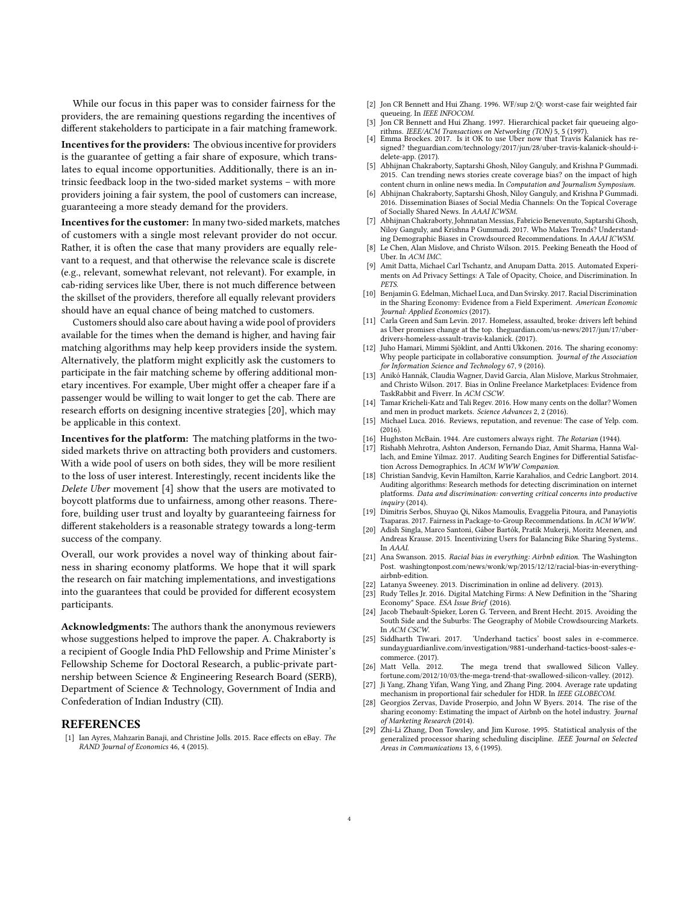While our focus in this paper was to consider fairness for the providers, the are remaining questions regarding the incentives of different stakeholders to participate in a fair matching framework.

**Incentives for the providers:** The obvious incentive for providers is the guarantee of getting a fair share of exposure, which translates to equal income opportunities. Additionally, there is an intrinsic feedback loop in the two-sided market systems – with more providers joining a fair system, the pool of customers can increase, guaranteeing a more steady demand for the providers.

**Incentives for the customer:** In many two-sided markets, matches of customers with a single most relevant provider do not occur. Rather, it is often the case that many providers are equally relevant to a request, and that otherwise the relevance scale is discrete (e.g., relevant, somewhat relevant, not relevant). For example, in cab-riding services like Uber, there is not much difference between the skillset of the providers, therefore all equally relevant providers should have an equal chance of being matched to customers.

Customers should also care about having a wide pool of providers available for the times when the demand is higher, and having fair matching algorithms may help keep providers inside the system. Alternatively, the platform might explicitly ask the customers to participate in the fair matching scheme by offering additional monetary incentives. For example, Uber might offer a cheaper fare if a passenger would be willing to wait longer to get the cab. There are research efforts on designing incentive strategies [20], which may be applicable in this context.

**Incentives for the platform:** The matching platforms in the two-sided markets thrive on attracting both providers and customers. With a wide pool of users on both sides, they will be more resilient to the loss of user interest. Interestingly, recent incidents like the *Delete Uber* movement [4] show that the users are motivated to boycott platforms due to unfairness, among other reasons. Therefore, building user trust and loyalty by guaranteeing fairness for different stakeholders is a reasonable strategy towards a long-term success of the company.

Overall, our work provides a novel way of thinking about fairness in sharing economy platforms. We hope that it will spark the research on fair matching implementations, and investigations into the guarantees that could be provided for different ecosystem participants.

**Acknowledgments:** The authors thank the anonymous reviewers whose suggestions helped to improve the paper. A. Chakraborty is a recipient of Google India PhD Fellowship and Prime Minister's Fellowship Scheme for Doctoral Research, a public-private partnership between Science & Engineering Research Board (SERB), Department of Science & Technology, Government of India and Confederation of Indian Industry (CII).

## REFERENCES

[1] Ian Ayres, Mahzarin Banaji, and Christine Jolls. 2015. Race effects on eBay. *The RAND Journal of Economics* 46, 4 (2015).

[2] Jon CR Bennett and Hui Zhang. 1996. WF/sup 2/Q: worst-case fair weighted fair queueing. In *IEEE INFOCOM*.

[3] Jon CR Bennett and Hui Zhang. 1997. Hierarchical packet fair queueing algorithms. *IEEE/ACM Transactions on Networking (TON)* 5, 5 (1997).

[4] Emma Brockes. 2017. Is it OK to use Uber now that Travis Kalanick has resigned? theguardian.com/technology/2017/jun/28/uber-travis-kalanick-should-i-delete-app. (2017).

[5] Abhijnan Chakraborty, Saptarshi Ghosh, Niloy Ganguly, and Krishna P Gummadi. 2015. Can trending news stories create coverage bias? on the impact of high content churn in online news media. In *Computation and Journalism Symposium*.

[6] Abhijnan Chakraborty, Saptarshi Ghosh, Niloy Ganguly, and Krishna P Gummadi. 2016. Dissemination Biases of Social Media Channels: On the Topical Coverage of Socially Shared News. In *AAAI ICWSM*.

[7] Abhijnan Chakraborty, Johnnatan Messias, Fabricio Benevenuto, Saptarshi Ghosh, Niloy Ganguly, and Krishna P Gummadi. 2017. Who Makes Trends? Understanding Demographic Biases in Crowdsourced Recommendations. In *AAAI ICWSM*.

[8] Le Chen, Alan Mislove, and Christo Wilson. 2015. Peeking Beneath the Hood of Uber. In *ACM IMC*.

[9] Amit Datta, Michael Carl Tschantz, and Anupam Datta. 2015. Automated Experiments on Ad Privacy Settings: A Tale of Opacity, Choice, and Discrimination. In *PETS*.

[10] Benjamin G. Edelman, Michael Luca, and Dan Svirsky. 2017. Racial Discrimination in the Sharing Economy: Evidence from a Field Experiment. *American Economic Journal: Applied Economics* (2017).

[11] Carla Green and Sam Levin. 2017. Homeless, assaulted, broke: drivers left behind as Uber promises change at the top. theguardian.com/us-news/2017/jun/17/uber-drivers-homeless-assault-travis-kalanick. (2017).

[12] Juho Hamari, Mimmi Sjöklint, and Antti Ukkonen. 2016. The sharing economy: Why people participate in collaborative consumption. *Journal of the Association for Information Science and Technology* 67, 9 (2016).

[13] Anikó Hannák, Claudia Wagner, David Garcia, Alan Mislove, Markus Strohmaier, and Christo Wilson. 2017. Bias in Online Freelance Marketplaces: Evidence from TaskRabbit and Fiverr. In *ACM CSCW*.

[14] Tamar Kricheli-Katz and Tali Regev. 2016. How many cents on the dollar? Women and men in product markets. *Science Advances* 2, 2 (2016).

[15] Michael Luca. 2016. Reviews, reputation, and revenue: The case of Yelp. com. (2016).

[16] Hughston McBain. 1944. Are customers always right. *The Rotarian* (1944).

[17] Rishabh Mehrotra, Ashton Anderson, Fernando Diaz, Amit Sharma, Hanna Wallach, and Emine Yilmaz. 2017. Auditing Search Engines for Differential Satisfaction Across Demographics. In *ACM WWW Companion*.

[18] Christian Sandvig, Kevin Hamilton, Karrie Karahalios, and Cedric Langbort. 2014. Auditing algorithms: Research methods for detecting discrimination on internet platforms. *Data and discrimination: converting critical concerns into productive inquiry* (2014).

[19] Dimitris Serbos, Shuyao Qi, Nikos Mamoulis, Evaggelia Pitoura, and Panayiotis Tsaparas. 2017. Fairness in Package-to-Group Recommendations. In *ACM WWW*.

[20] Adish Singla, Marco Santoni, Gábor Bartók, Pratik Mukerji, Moritz Meenen, and Andreas Krause. 2015. Incentivizing Users for Balancing Bike Sharing Systems.. In *AAAI*.

[21] Ana Swanson. 2015. *Racial bias in everything: Airbnb edition.* The Washington Post. washingtonpost.com/news/wonk/wp/2015/12/12/racial-bias-in-everything-airbnb-edition.

[22] Latanya Sweeney. 2013. Discrimination in online ad delivery. (2013).

[23] Rudy Telles Jr. 2016. Digital Matching Firms: A New Definition in the "Sharing Economy" Space. *ESA Issue Brief* (2016).

[24] Jacob Thebault-Spieker, Loren G. Terveen, and Brent Hecht. 2015. Avoiding the South Side and the Suburbs: The Geography of Mobile Crowdsourcing Markets. In *ACM CSCW*.

[25] Siddharth Tiwari. 2017. 'Underhand tactics' boost sales in e-commerce. sundayguardianlive.com/investigation/9881-underhand-tactics-boost-sales-e-commerce. (2017).

[26] Matt Vella. 2012. The mega trend that swallowed Silicon Valley. fortune.com/2012/10/03/the-mega-trend-that-swallowed-silicon-valley. (2012).

[27] Ji Yang, Zhang Yifan, Wang Ying, and Zhang Ping. 2004. Average rate updating mechanism in proportional fair scheduler for HDR. In *IEEE GLOBECOM*.

[28] Georgios Zervas, Davide Proserpio, and John W Byers. 2014. The rise of the sharing economy: Estimating the impact of Airbnb on the hotel industry. *Journal of Marketing Research* (2014).

[29] Zhi-Li Zhang, Don Towsley, and Jim Kurose. 1995. Statistical analysis of the generalized processor sharing scheduling discipline. *IEEE Journal on Selected Areas in Communications* 13, 6 (1995).